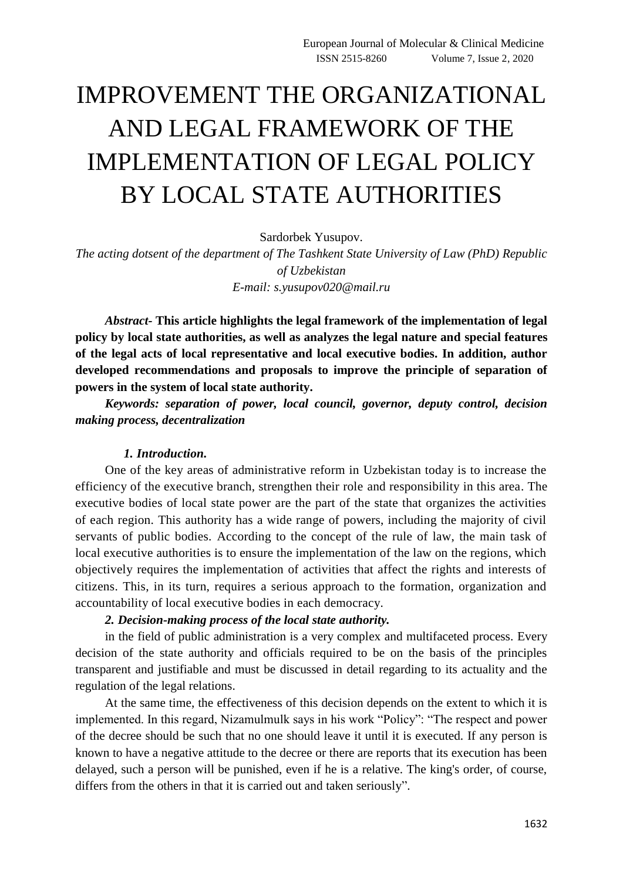# IMPROVEMENT THE ORGANIZATIONAL AND LEGAL FRAMEWORK OF THE IMPLEMENTATION OF LEGAL POLICY BY LOCAL STATE AUTHORITIES

Sardorbek Yusupov.

*The acting dotsent of the department of The Tashkent State University of Law (PhD) Republic of Uzbekistan*

*E-mail: s.yusupov020@mail.ru*

***Abstract*- This article highlights the legal framework of the implementation of legal policy by local state authorities, as well as analyzes the legal nature and special features of the legal acts of local representative and local executive bodies. In addition, author developed recommendations and proposals to improve the principle of separation of powers in the system of local state authority.**

***Keywords: separation of power, local council, governor, deputy control, decision making process, decentralization***

## *1. Introduction.*

One of the key areas of administrative reform in Uzbekistan today is to increase the efficiency of the executive branch, strengthen their role and responsibility in this area. The executive bodies of local state power are the part of the state that organizes the activities of each region. This authority has a wide range of powers, including the majority of civil servants of public bodies. According to the concept of the rule of law, the main task of local executive authorities is to ensure the implementation of the law on the regions, which objectively requires the implementation of activities that affect the rights and interests of citizens. This, in its turn, requires a serious approach to the formation, organization and accountability of local executive bodies in each democracy.

## *2. Decision-making process of the local state authority.*

in the field of public administration is a very complex and multifaceted process. Every decision of the state authority and officials required to be on the basis of the principles transparent and justifiable and must be discussed in detail regarding to its actuality and the regulation of the legal relations.

At the same time, the effectiveness of this decision depends on the extent to which it is implemented. In this regard, Nizamulmulk says in his work "Policy": "The respect and power of the decree should be such that no one should leave it until it is executed. If any person is known to have a negative attitude to the decree or there are reports that its execution has been delayed, such a person will be punished, even if he is a relative. The king's order, of course, differs from the others in that it is carried out and taken seriously".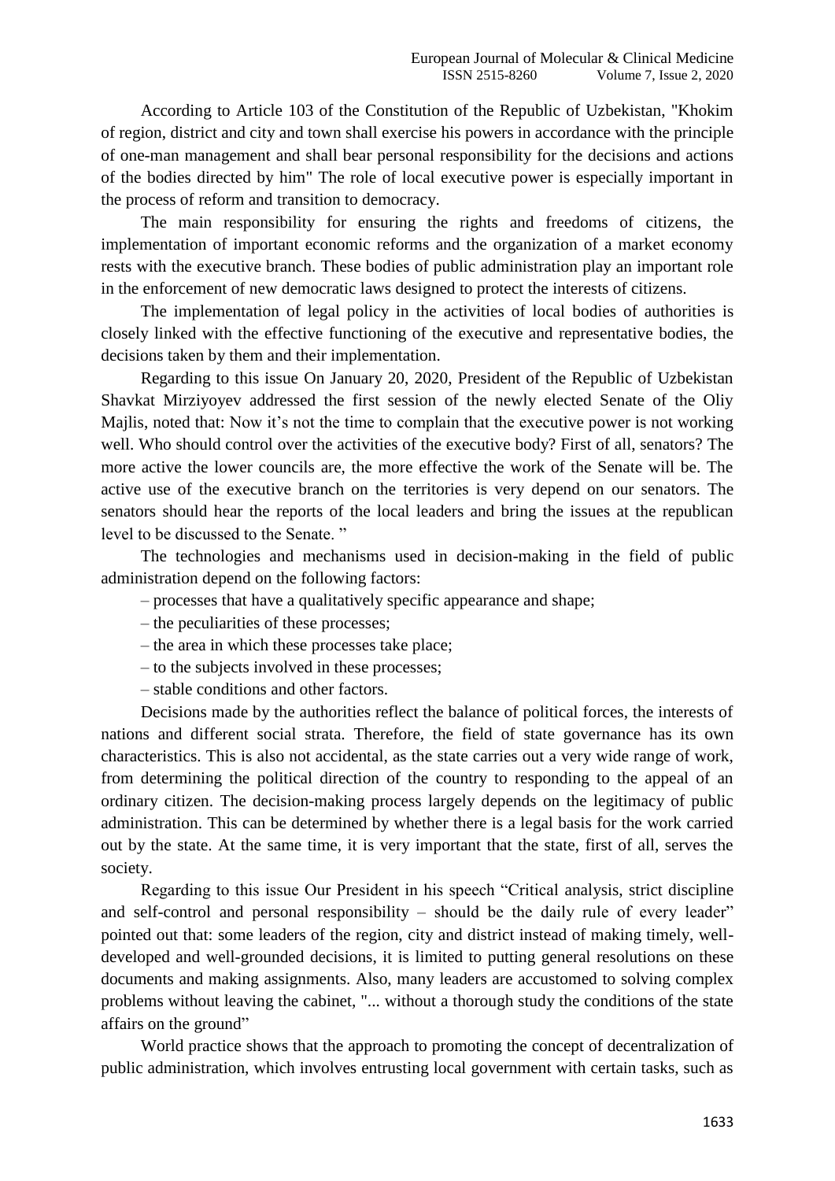According to Article 103 of the Constitution of the Republic of Uzbekistan, "Khokim of region, district and city and town shall exercise his powers in accordance with the principle of one-man management and shall bear personal responsibility for the decisions and actions of the bodies directed by him" The role of local executive power is especially important in the process of reform and transition to democracy.

The main responsibility for ensuring the rights and freedoms of citizens, the implementation of important economic reforms and the organization of a market economy rests with the executive branch. These bodies of public administration play an important role in the enforcement of new democratic laws designed to protect the interests of citizens.

The implementation of legal policy in the activities of local bodies of authorities is closely linked with the effective functioning of the executive and representative bodies, the decisions taken by them and their implementation.

Regarding to this issue On January 20, 2020, President of the Republic of Uzbekistan Shavkat Mirziyoyev addressed the first session of the newly elected Senate of the Oliy Majlis, noted that: Now it's not the time to complain that the executive power is not working well. Who should control over the activities of the executive body? First of all, senators? The more active the lower councils are, the more effective the work of the Senate will be. The active use of the executive branch on the territories is very depend on our senators. The senators should hear the reports of the local leaders and bring the issues at the republican level to be discussed to the Senate. "

The technologies and mechanisms used in decision-making in the field of public administration depend on the following factors:

– processes that have a qualitatively specific appearance and shape;

– the peculiarities of these processes;

– the area in which these processes take place;

– to the subjects involved in these processes;

– stable conditions and other factors.

Decisions made by the authorities reflect the balance of political forces, the interests of nations and different social strata. Therefore, the field of state governance has its own characteristics. This is also not accidental, as the state carries out a very wide range of work, from determining the political direction of the country to responding to the appeal of an ordinary citizen. The decision-making process largely depends on the legitimacy of public administration. This can be determined by whether there is a legal basis for the work carried out by the state. At the same time, it is very important that the state, first of all, serves the society.

Regarding to this issue Our President in his speech "Critical analysis, strict discipline and self-control and personal responsibility – should be the daily rule of every leader" pointed out that: some leaders of the region, city and district instead of making timely, well-developed and well-grounded decisions, it is limited to putting general resolutions on these documents and making assignments. Also, many leaders are accustomed to solving complex problems without leaving the cabinet, "... without a thorough study the conditions of the state affairs on the ground"

World practice shows that the approach to promoting the concept of decentralization of public administration, which involves entrusting local government with certain tasks, such as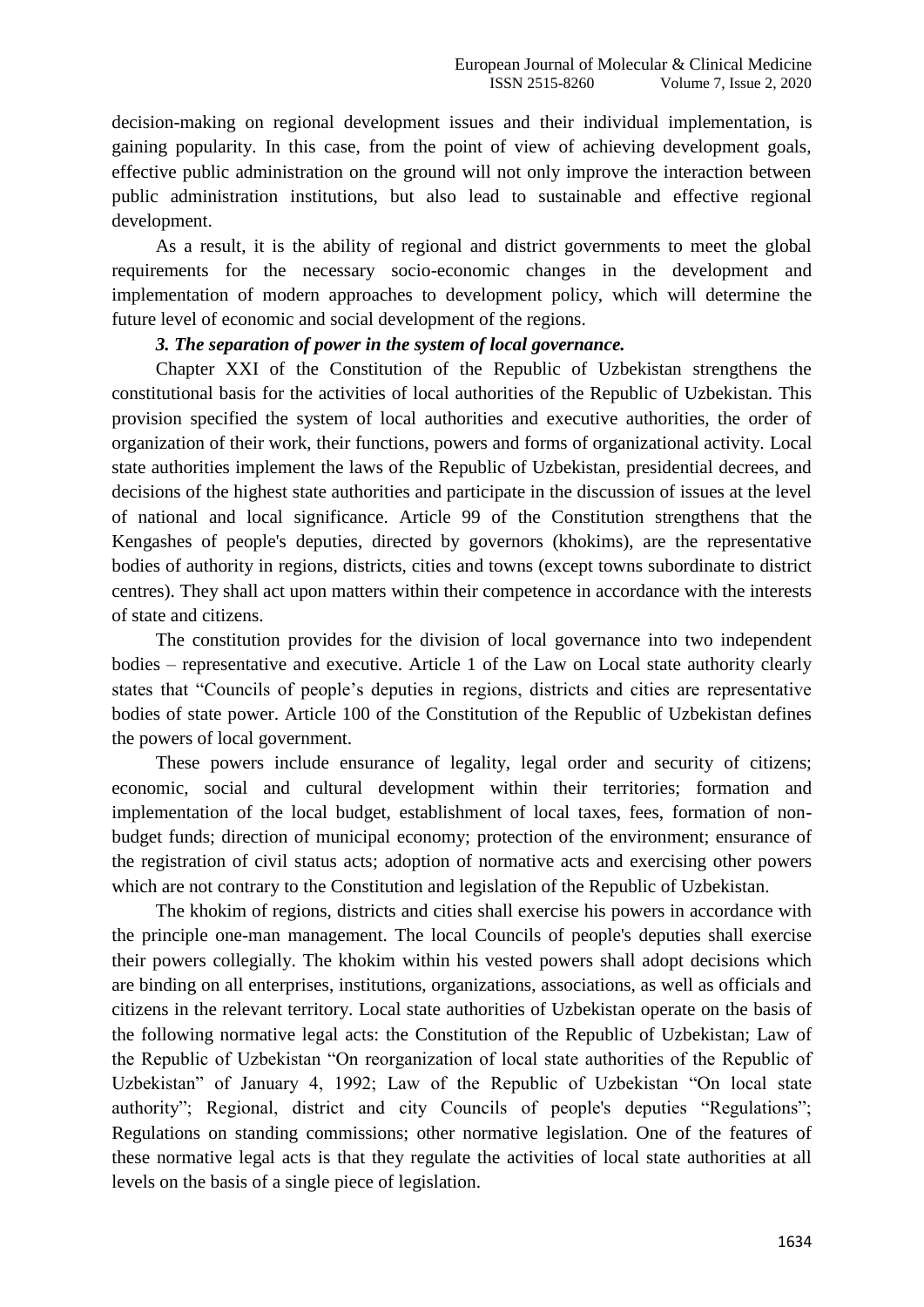decision-making on regional development issues and their individual implementation, is gaining popularity. In this case, from the point of view of achieving development goals, effective public administration on the ground will not only improve the interaction between public administration institutions, but also lead to sustainable and effective regional development.

As a result, it is the ability of regional and district governments to meet the global requirements for the necessary socio-economic changes in the development and implementation of modern approaches to development policy, which will determine the future level of economic and social development of the regions.

***3. The separation of power in the system of local governance.***

Chapter XXI of the Constitution of the Republic of Uzbekistan strengthens the constitutional basis for the activities of local authorities of the Republic of Uzbekistan. This provision specified the system of local authorities and executive authorities, the order of organization of their work, their functions, powers and forms of organizational activity. Local state authorities implement the laws of the Republic of Uzbekistan, presidential decrees, and decisions of the highest state authorities and participate in the discussion of issues at the level of national and local significance. Article 99 of the Constitution strengthens that the Kengashes of people's deputies, directed by governors (khokims), are the representative bodies of authority in regions, districts, cities and towns (except towns subordinate to district centres). They shall act upon matters within their competence in accordance with the interests of state and citizens.

The constitution provides for the division of local governance into two independent bodies – representative and executive. Article 1 of the Law on Local state authority clearly states that "Councils of people's deputies in regions, districts and cities are representative bodies of state power. Article 100 of the Constitution of the Republic of Uzbekistan defines the powers of local government.

These powers include ensurance of legality, legal order and security of citizens; economic, social and cultural development within their territories; formation and implementation of the local budget, establishment of local taxes, fees, formation of non-budget funds; direction of municipal economy; protection of the environment; ensurance of the registration of civil status acts; adoption of normative acts and exercising other powers which are not contrary to the Constitution and legislation of the Republic of Uzbekistan.

The khokim of regions, districts and cities shall exercise his powers in accordance with the principle one-man management. The local Councils of people's deputies shall exercise their powers collegially. The khokim within his vested powers shall adopt decisions which are binding on all enterprises, institutions, organizations, associations, as well as officials and citizens in the relevant territory. Local state authorities of Uzbekistan operate on the basis of the following normative legal acts: the Constitution of the Republic of Uzbekistan; Law of the Republic of Uzbekistan "On reorganization of local state authorities of the Republic of Uzbekistan" of January 4, 1992; Law of the Republic of Uzbekistan "On local state authority"; Regional, district and city Councils of people's deputies "Regulations"; Regulations on standing commissions; other normative legislation. One of the features of these normative legal acts is that they regulate the activities of local state authorities at all levels on the basis of a single piece of legislation.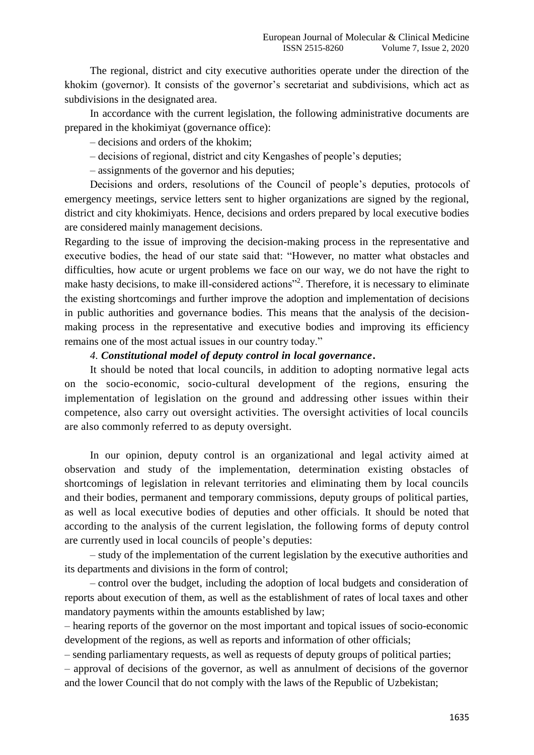The regional, district and city executive authorities operate under the direction of the khokim (governor). It consists of the governor's secretariat and subdivisions, which act as subdivisions in the designated area.

In accordance with the current legislation, the following administrative documents are prepared in the khokimiyat (governance office):

– decisions and orders of the khokim;

– decisions of regional, district and city Kengashes of people's deputies;

– assignments of the governor and his deputies;

Decisions and orders, resolutions of the Council of people's deputies, protocols of emergency meetings, service letters sent to higher organizations are signed by the regional, district and city khokimiyats. Hence, decisions and orders prepared by local executive bodies are considered mainly management decisions.

Regarding to the issue of improving the decision-making process in the representative and executive bodies, the head of our state said that: "However, no matter what obstacles and difficulties, how acute or urgent problems we face on our way, we do not have the right to make hasty decisions, to make ill-considered actions"[2]. Therefore, it is necessary to eliminate the existing shortcomings and further improve the adoption and implementation of decisions in public authorities and governance bodies. This means that the analysis of the decision-making process in the representative and executive bodies and improving its efficiency remains one of the most actual issues in our country today."

### 4. *Constitutional model of deputy control in local governance.*

It should be noted that local councils, in addition to adopting normative legal acts on the socio-economic, socio-cultural development of the regions, ensuring the implementation of legislation on the ground and addressing other issues within their competence, also carry out oversight activities. The oversight activities of local councils are also commonly referred to as deputy oversight.

In our opinion, deputy control is an organizational and legal activity aimed at observation and study of the implementation, determination existing obstacles of shortcomings of legislation in relevant territories and eliminating them by local councils and their bodies, permanent and temporary commissions, deputy groups of political parties, as well as local executive bodies of deputies and other officials. It should be noted that according to the analysis of the current legislation, the following forms of deputy control are currently used in local councils of people's deputies:

– study of the implementation of the current legislation by the executive authorities and its departments and divisions in the form of control;

– control over the budget, including the adoption of local budgets and consideration of reports about execution of them, as well as the establishment of rates of local taxes and other mandatory payments within the amounts established by law;

– hearing reports of the governor on the most important and topical issues of socio-economic development of the regions, as well as reports and information of other officials;

– sending parliamentary requests, as well as requests of deputy groups of political parties;

– approval of decisions of the governor, as well as annulment of decisions of the governor and the lower Council that do not comply with the laws of the Republic of Uzbekistan;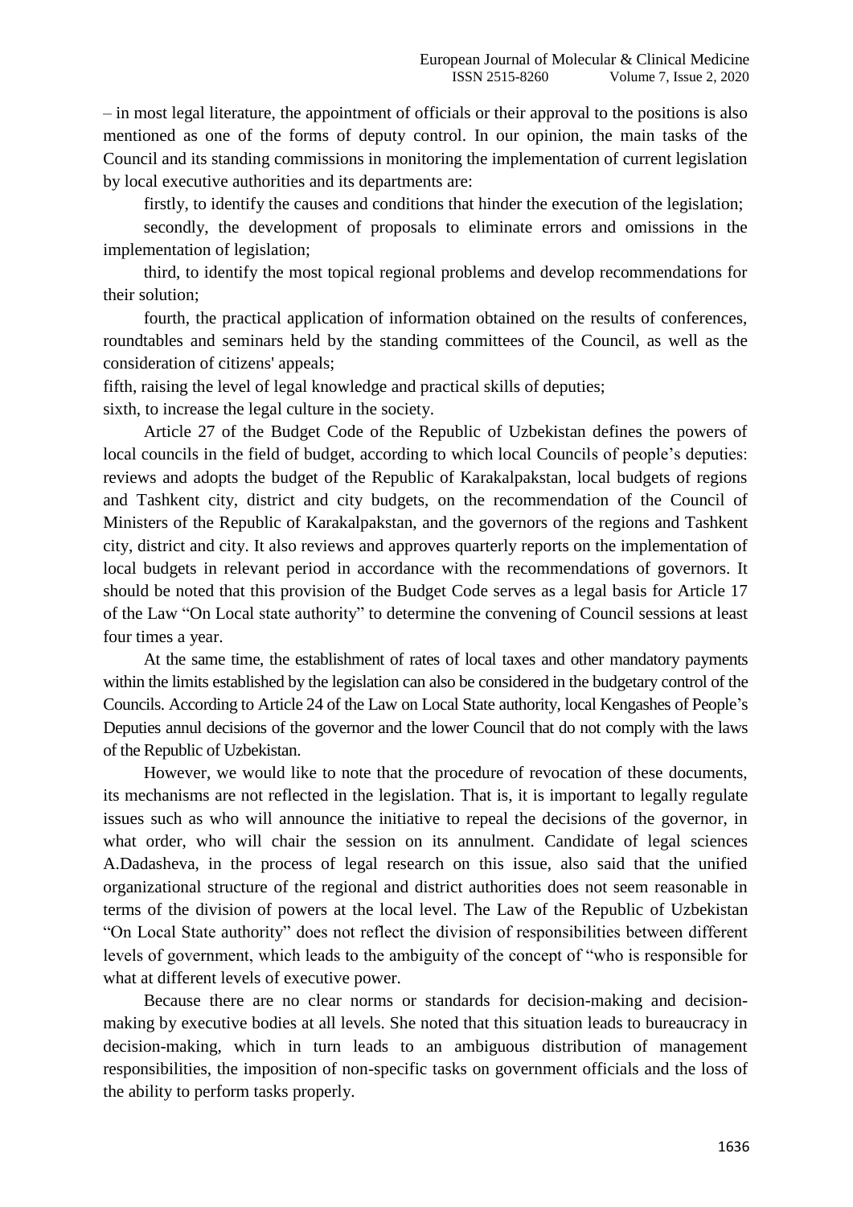– in most legal literature, the appointment of officials or their approval to the positions is also mentioned as one of the forms of deputy control. In our opinion, the main tasks of the Council and its standing commissions in monitoring the implementation of current legislation by local executive authorities and its departments are:

firstly, to identify the causes and conditions that hinder the execution of the legislation;

secondly, the development of proposals to eliminate errors and omissions in the implementation of legislation;

third, to identify the most topical regional problems and develop recommendations for their solution;

fourth, the practical application of information obtained on the results of conferences, roundtables and seminars held by the standing committees of the Council, as well as the consideration of citizens' appeals;

fifth, raising the level of legal knowledge and practical skills of deputies;

sixth, to increase the legal culture in the society.

Article 27 of the Budget Code of the Republic of Uzbekistan defines the powers of local councils in the field of budget, according to which local Councils of people's deputies: reviews and adopts the budget of the Republic of Karakalpakstan, local budgets of regions and Tashkent city, district and city budgets, on the recommendation of the Council of Ministers of the Republic of Karakalpakstan, and the governors of the regions and Tashkent city, district and city. It also reviews and approves quarterly reports on the implementation of local budgets in relevant period in accordance with the recommendations of governors. It should be noted that this provision of the Budget Code serves as a legal basis for Article 17 of the Law "On Local state authority" to determine the convening of Council sessions at least four times a year.

At the same time, the establishment of rates of local taxes and other mandatory payments within the limits established by the legislation can also be considered in the budgetary control of the Councils. According to Article 24 of the Law on Local State authority, local Kengashes of People's Deputies annul decisions of the governor and the lower Council that do not comply with the laws of the Republic of Uzbekistan.

However, we would like to note that the procedure of revocation of these documents, its mechanisms are not reflected in the legislation. That is, it is important to legally regulate issues such as who will announce the initiative to repeal the decisions of the governor, in what order, who will chair the session on its annulment. Candidate of legal sciences A.Dadasheva, in the process of legal research on this issue, also said that the unified organizational structure of the regional and district authorities does not seem reasonable in terms of the division of powers at the local level. The Law of the Republic of Uzbekistan "On Local State authority" does not reflect the division of responsibilities between different levels of government, which leads to the ambiguity of the concept of "who is responsible for what at different levels of executive power.

Because there are no clear norms or standards for decision-making and decision-making by executive bodies at all levels. She noted that this situation leads to bureaucracy in decision-making, which in turn leads to an ambiguous distribution of management responsibilities, the imposition of non-specific tasks on government officials and the loss of the ability to perform tasks properly.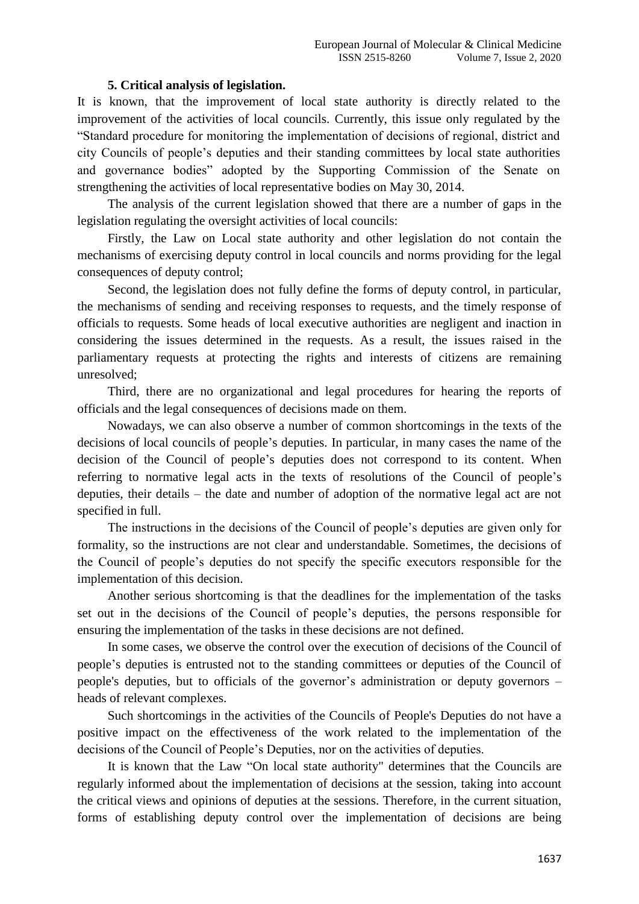### 5. Critical analysis of legislation.

It is known, that the improvement of local state authority is directly related to the improvement of the activities of local councils. Currently, this issue only regulated by the "Standard procedure for monitoring the implementation of decisions of regional, district and city Councils of people's deputies and their standing committees by local state authorities and governance bodies" adopted by the Supporting Commission of the Senate on strengthening the activities of local representative bodies on May 30, 2014.

The analysis of the current legislation showed that there are a number of gaps in the legislation regulating the oversight activities of local councils:

Firstly, the Law on Local state authority and other legislation do not contain the mechanisms of exercising deputy control in local councils and norms providing for the legal consequences of deputy control;

Second, the legislation does not fully define the forms of deputy control, in particular, the mechanisms of sending and receiving responses to requests, and the timely response of officials to requests. Some heads of local executive authorities are negligent and inaction in considering the issues determined in the requests. As a result, the issues raised in the parliamentary requests at protecting the rights and interests of citizens are remaining unresolved;

Third, there are no organizational and legal procedures for hearing the reports of officials and the legal consequences of decisions made on them.

Nowadays, we can also observe a number of common shortcomings in the texts of the decisions of local councils of people's deputies. In particular, in many cases the name of the decision of the Council of people's deputies does not correspond to its content. When referring to normative legal acts in the texts of resolutions of the Council of people's deputies, their details – the date and number of adoption of the normative legal act are not specified in full.

The instructions in the decisions of the Council of people's deputies are given only for formality, so the instructions are not clear and understandable. Sometimes, the decisions of the Council of people's deputies do not specify the specific executors responsible for the implementation of this decision.

Another serious shortcoming is that the deadlines for the implementation of the tasks set out in the decisions of the Council of people's deputies, the persons responsible for ensuring the implementation of the tasks in these decisions are not defined.

In some cases, we observe the control over the execution of decisions of the Council of people's deputies is entrusted not to the standing committees or deputies of the Council of people's deputies, but to officials of the governor's administration or deputy governors – heads of relevant complexes.

Such shortcomings in the activities of the Councils of People's Deputies do not have a positive impact on the effectiveness of the work related to the implementation of the decisions of the Council of People's Deputies, nor on the activities of deputies.

It is known that the Law "On local state authority" determines that the Councils are regularly informed about the implementation of decisions at the session, taking into account the critical views and opinions of deputies at the sessions. Therefore, in the current situation, forms of establishing deputy control over the implementation of decisions are being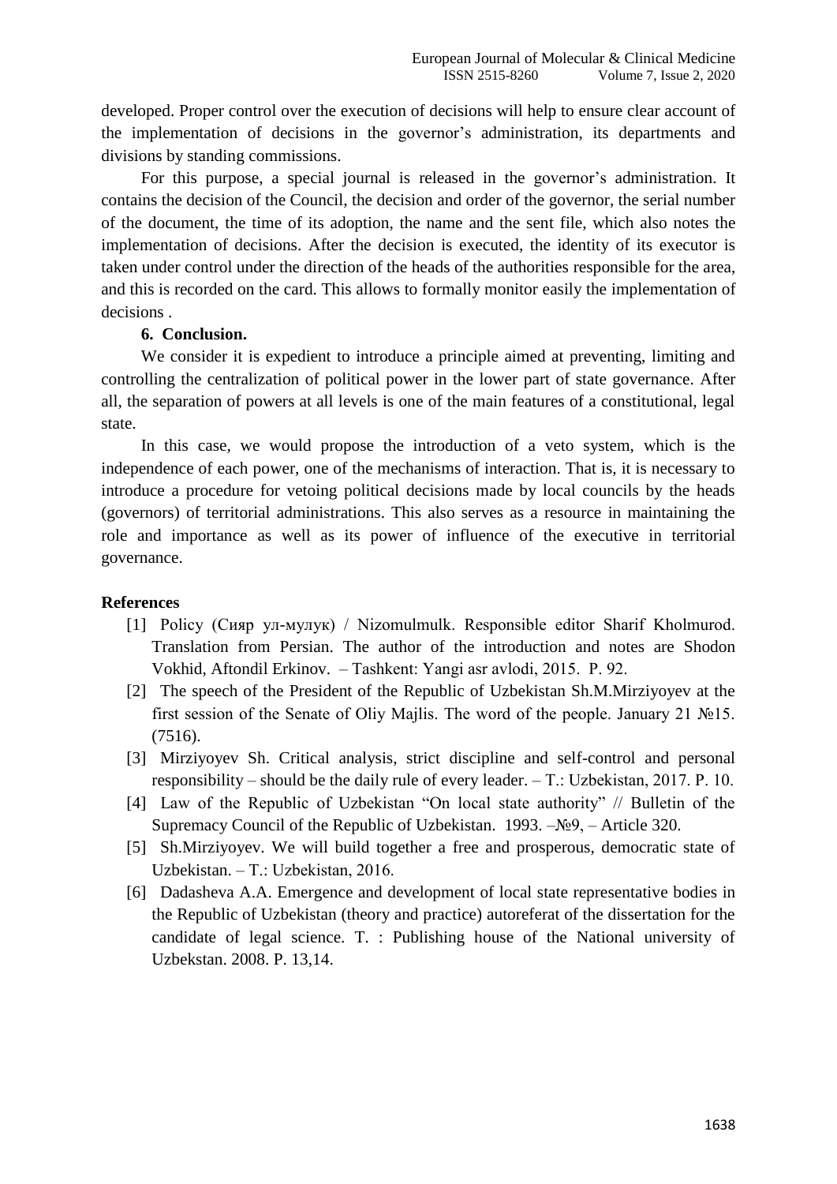developed. Proper control over the execution of decisions will help to ensure clear account of the implementation of decisions in the governor's administration, its departments and divisions by standing commissions.

For this purpose, a special journal is released in the governor's administration. It contains the decision of the Council, the decision and order of the governor, the serial number of the document, the time of its adoption, the name and the sent file, which also notes the implementation of decisions. After the decision is executed, the identity of its executor is taken under control under the direction of the heads of the authorities responsible for the area, and this is recorded on the card. This allows to formally monitor easily the implementation of decisions .

## 6. Conclusion.

We consider it is expedient to introduce a principle aimed at preventing, limiting and controlling the centralization of political power in the lower part of state governance. After all, the separation of powers at all levels is one of the main features of a constitutional, legal state.

In this case, we would propose the introduction of a veto system, which is the independence of each power, one of the mechanisms of interaction. That is, it is necessary to introduce a procedure for vetoing political decisions made by local councils by the heads (governors) of territorial administrations. This also serves as a resource in maintaining the role and importance as well as its power of influence of the executive in territorial governance.

## References

[1] Policy (Сияр ул-мулук) / Nizomulmulk. Responsible editor Sharif Kholmurod. Translation from Persian. The author of the introduction and notes are Shodon Vokhid, Aftondil Erkinov. – Tashkent: Yangi asr avlodi, 2015. P. 92.

[2] The speech of the President of the Republic of Uzbekistan Sh.M.Mirziyoyev at the first session of the Senate of Oliy Majlis. The word of the people. January 21 №15. (7516).

[3] Mirziyoyev Sh. Critical analysis, strict discipline and self-control and personal responsibility – should be the daily rule of every leader. – T.: Uzbekistan, 2017. P. 10.

[4] Law of the Republic of Uzbekistan "On local state authority" // Bulletin of the Supremacy Council of the Republic of Uzbekistan. 1993. –№9, – Article 320.

[5] Sh.Mirziyoyev. We will build together a free and prosperous, democratic state of Uzbekistan. – T.: Uzbekistan, 2016.

[6] Dadasheva A.A. Emergence and development of local state representative bodies in the Republic of Uzbekistan (theory and practice) autoreferat of the dissertation for the candidate of legal science. T. : Publishing house of the National university of Uzbekstan. 2008. P. 13,14.